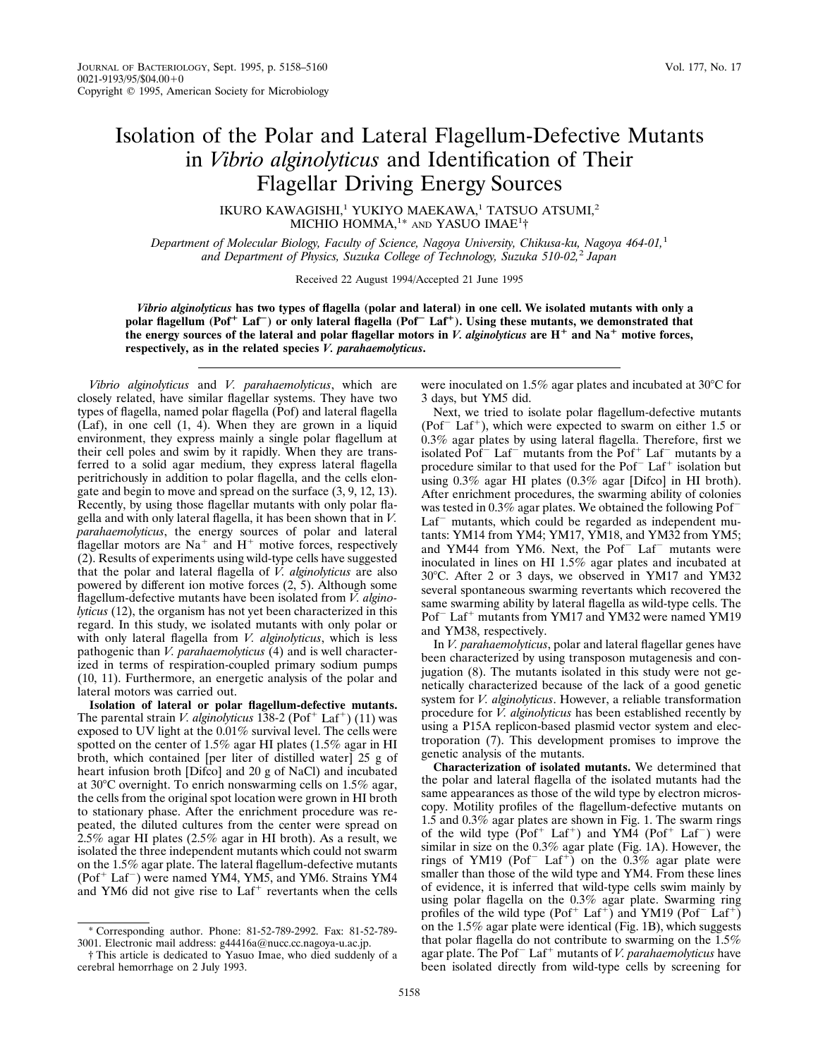# Isolation of the Polar and Lateral Flagellum-Defective Mutants in *Vibrio alginolyticus* and Identification of Their Flagellar Driving Energy Sources

IKURO KAWAGISHI,[1] YUKIYO MAEKAWA,[1] TATSUO ATSUMI,[2] MICHIO HOMMA,[1]* AND YASUO IMAE[1]†

*Department of Molecular Biology, Faculty of Science, Nagoya University, Chikusa-ku, Nagoya 464-01,*[1] *and Department of Physics, Suzuka College of Technology, Suzuka 510-02,*[2] *Japan*

Received 22 August 1994/Accepted 21 June 1995

***Vibrio alginolyticus* has two types of flagella (polar and lateral) in one cell. We isolated mutants with only a polar flagellum ($Pof^+$ $Laf^-$) or only lateral flagella ($Pof^-$ $Laf^+$). Using these mutants, we demonstrated that the energy sources of the lateral and polar flagellar motors in *V. alginolyticus* are $H^+$ and $Na^+$ motive forces, respectively, as in the related species *V. parahaemolyticus*.**

*Vibrio alginolyticus* and *V. parahaemolyticus*, which are closely related, have similar flagellar systems. They have two types of flagella, named polar flagella (Pof) and lateral flagella (Laf), in one cell (1, 4). When they are grown in a liquid environment, they express mainly a single polar flagellum at their cell poles and swim by it rapidly. When they are transferred to a solid agar medium, they express lateral flagella peritrichously in addition to polar flagella, and the cells elongate and begin to move and spread on the surface (3, 9, 12, 13). Recently, by using those flagellar mutants with only polar flagella and with only lateral flagella, it has been shown that in *V. parahaemolyticus*, the energy sources of polar and lateral flagellar motors are $Na^+$ and $H^+$ motive forces, respectively (2). Results of experiments using wild-type cells have suggested that the polar and lateral flagella of *V. alginolyticus* are also powered by different ion motive forces (2, 5). Although some flagellum-defective mutants have been isolated from *V. alginolyticus* (12), the organism has not yet been characterized in this regard. In this study, we isolated mutants with only polar or with only lateral flagella from *V. alginolyticus*, which is less pathogenic than *V. parahaemolyticus* (4) and is well characterized in terms of respiration-coupled primary sodium pumps (10, 11). Furthermore, an energetic analysis of the polar and lateral motors was carried out.

**Isolation of lateral or polar flagellum-defective mutants.** The parental strain *V. alginolyticus* 138-2 ($Pof^+$ $Laf^+$) (11) was exposed to UV light at the 0.01% survival level. The cells were spotted on the center of 1.5% agar HI plates (1.5% agar in HI broth, which contained [per liter of distilled water] 25 g of heart infusion broth [Difco] and 20 g of NaCl) and incubated at 30°C overnight. To enrich nonswarming cells on 1.5% agar, the cells from the original spot location were grown in HI broth to stationary phase. After the enrichment procedure was repeated, the diluted cultures from the center were spread on 2.5% agar HI plates (2.5% agar in HI broth). As a result, we isolated the three independent mutants which could not swarm on the 1.5% agar plate. The lateral flagellum-defective mutants ($Pof^+$ $Laf^-$) were named YM4, YM5, and YM6. Strains YM4 and YM6 did not give rise to $Laf^+$ revertants when the cells were inoculated on 1.5% agar plates and incubated at 30°C for 3 days, but YM5 did.

Next, we tried to isolate polar flagellum-defective mutants ($Pof^-$ $Laf^+$), which were expected to swarm on either 1.5 or 0.3% agar plates by using lateral flagella. Therefore, first we isolated $Pof^-$ $Laf^-$ mutants from the $Pof^+$ $Laf^-$ mutants by a procedure similar to that used for the $Pof^-$ $Laf^+$ isolation but using 0.3% agar HI plates (0.3% agar [Difco] in HI broth). After enrichment procedures, the swarming ability of colonies was tested in 0.3% agar plates. We obtained the following $Pof^-$ $Laf^-$ mutants, which could be regarded as independent mutants: YM14 from YM4; YM17, YM18, and YM32 from YM5; and YM44 from YM6. Next, the $Pof^-$ $Laf^-$ mutants were inoculated in lines on HI 1.5% agar plates and incubated at 30°C. After 2 or 3 days, we observed in YM17 and YM32 several spontaneous swarming revertants which recovered the same swarming ability by lateral flagella as wild-type cells. The $Pof^-$ $Laf^+$ mutants from YM17 and YM32 were named YM19 and YM38, respectively.

In *V. parahaemolyticus*, polar and lateral flagellar genes have been characterized by using transposon mutagenesis and conjugation (8). The mutants isolated in this study were not genetically characterized because of the lack of a good genetic system for *V. alginolyticus*. However, a reliable transformation procedure for *V. alginolyticus* has been established recently by using a P15A replicon-based plasmid vector system and electroporation (7). This development promises to improve the genetic analysis of the mutants.

**Characterization of isolated mutants.** We determined that the polar and lateral flagella of the isolated mutants had the same appearances as those of the wild type by electron microscopy. Motility profiles of the flagellum-defective mutants on 1.5 and 0.3% agar plates are shown in Fig. 1. The swarm rings of the wild type ($Pof^+$ $Laf^+$) and YM4 ($Pof^+$ $Laf^-$) were similar in size on the 0.3% agar plate (Fig. 1A). However, the rings of YM19 ($Pof^-$ $Laf^+$) on the 0.3% agar plate were smaller than those of the wild type and YM4. From these lines of evidence, it is inferred that wild-type cells swim mainly by using polar flagella on the 0.3% agar plate. Swarming ring profiles of the wild type ($Pof^+$ $Laf^+$) and YM19 ($Pof^-$ $Laf^+$) on the 1.5% agar plate were identical (Fig. 1B), which suggests that polar flagella do not contribute to swarming on the 1.5% agar plate. The $Pof^-$ $Laf^+$ mutants of *V. parahaemolyticus* have been isolated directly from wild-type cells by screening for

\* Corresponding author. Phone: 81-52-789-2992. Fax: 81-52-789-3001. Electronic mail address: g44416a@nucc.cc.nagoya-u.ac.jp.

† This article is dedicated to Yasuo Imae, who died suddenly of a cerebral hemorrhage on 2 July 1993.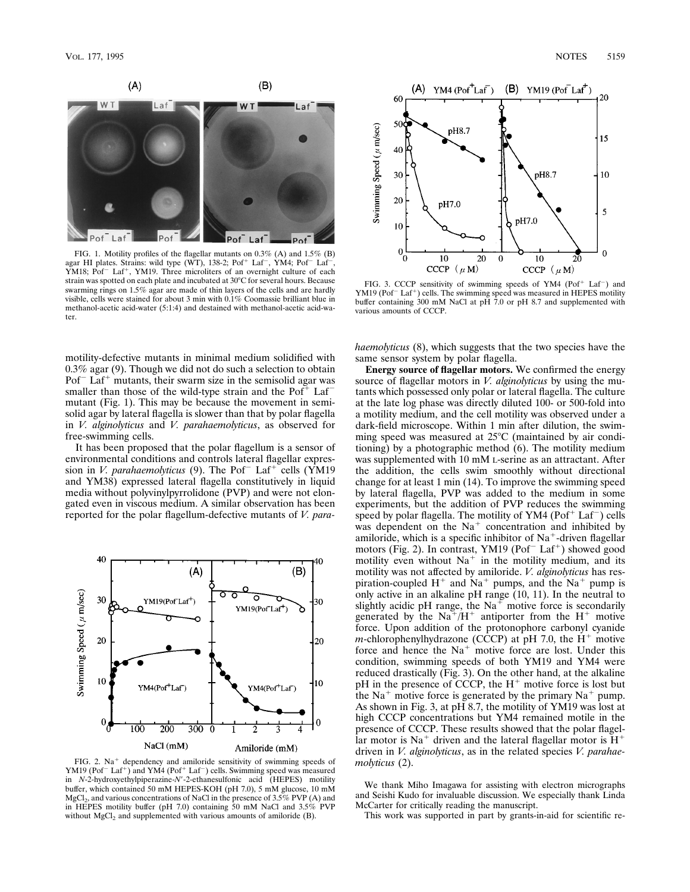FIG. 1. Motility profiles of the flagellar mutants on 0.3% (A) and 1.5% (B) agar HI plates. Strains: wild type (WT), 138-2; Pof$^+$ Laf$^-$, YM4; Pof$^-$ Laf$^-$, YM18; Pof$^-$ Laf$^+$, YM19. Three microliters of an overnight culture of each strain was spotted on each plate and incubated at 30°C for several hours. Because swarming rings on 1.5% agar are made of thin layers of the cells and are hardly visible, cells were stained for about 3 min with 0.1% Coomassie brilliant blue in methanol-acetic acid-water (5:1:4) and destained with methanol-acetic acid-water.

motility-defective mutants in minimal medium solidified with 0.3% agar (9). Though we did not do such a selection to obtain Pof$^-$ Laf$^+$ mutants, their swarm size in the semisolid agar was smaller than those of the wild-type strain and the Pof$^+$ Laf$^-$ mutant (Fig. 1). This may be because the movement in semisolid agar by lateral flagella is slower than that by polar flagella in *V. alginolyticus* and *V. parahaemolyticus*, as observed for free-swimming cells.

It has been proposed that the polar flagellum is a sensor of environmental conditions and controls lateral flagellar expression in *V. parahaemolyticus* (9). The Pof$^-$ Laf$^+$ cells (YM19 and YM38) expressed lateral flagella constitutively in liquid media without polyvinylpyrrolidone (PVP) and were not elongated even in viscous medium. A similar observation has been reported for the polar flagellum-defective mutants of *V. parahaemolyticus* (8), which suggests that the two species have the same sensor system by polar flagella.

FIG. 2. $Na^+$ dependency and amiloride sensitivity of swimming speeds of YM19 (Pof$^-$ Laf$^+$) and YM4 (Pof$^+$ Laf$^-$) cells. Swimming speed was measured in *N*-2-hydroxyethylpiperazine-*N'*-2-ethanesulfonic acid (HEPES) motility buffer, which contained 50 mM HEPES-KOH (pH 7.0), 5 mM glucose, 10 mM $MgCl_2$, and various concentrations of NaCl in the presence of 3.5% PVP (A) and in HEPES motility buffer (pH 7.0) containing 50 mM NaCl and 3.5% PVP without $MgCl_2$ and supplemented with various amounts of amiloride (B).

FIG. 3. CCCP sensitivity of swimming speeds of YM4 (Pof$^+$ Laf$^-$) and YM19 (Pof$^-$ Laf$^+$) cells. The swimming speed was measured in HEPES motility buffer containing 300 mM NaCl at pH 7.0 or pH 8.7 and supplemented with various amounts of CCCP.

**Energy source of flagellar motors.** We confirmed the energy source of flagellar motors in *V. alginolyticus* by using the mutants which possessed only polar or lateral flagella. The culture at the late log phase was directly diluted 100- or 500-fold into a motility medium, and the cell motility was observed under a dark-field microscope. Within 1 min after dilution, the swimming speed was measured at 25°C (maintained by air conditioning) by a photographic method (6). The motility medium was supplemented with 10 mM L-serine as an attractant. After the addition, the cells swim smoothly without directional change for at least 1 min (14). To improve the swimming speed by lateral flagella, PVP was added to the medium in some experiments, but the addition of PVP reduces the swimming speed by polar flagella. The motility of YM4 (Pof$^+$ Laf$^-$) cells was dependent on the $Na^+$ concentration and inhibited by amiloride, which is a specific inhibitor of $Na^+$-driven flagellar motors (Fig. 2). In contrast, YM19 (Pof$^-$ Laf$^+$) showed good motility even without $Na^+$ in the motility medium, and its motility was not affected by amiloride. *V. alginolyticus* has respiration-coupled $H^+$ and $Na^+$ pumps, and the $Na^+$ pump is only active in an alkaline pH range (10, 11). In the neutral to slightly acidic pH range, the $Na^+$ motive force is secondarily generated by the $Na^+/H^+$ antiporter from the $H^+$ motive force. Upon addition of the protonophore carbonyl cyanide *m*-chlorophenylhydrazone (CCCP) at pH 7.0, the $H^+$ motive force and hence the $Na^+$ motive force are lost. Under this condition, swimming speeds of both YM19 and YM4 were reduced drastically (Fig. 3). On the other hand, at the alkaline pH in the presence of CCCP, the $H^+$ motive force is lost but the $Na^+$ motive force is generated by the primary $Na^+$ pump. As shown in Fig. 3, at pH 8.7, the motility of YM19 was lost at high CCCP concentrations but YM4 remained motile in the presence of CCCP. These results showed that the polar flagellar motor is $Na^+$ driven and the lateral flagellar motor is $H^+$ driven in *V. alginolyticus*, as in the related species *V. parahaemolyticus* (2).

We thank Miho Imagawa for assisting with electron micrographs and Seishi Kudo for invaluable discussion. We especially thank Linda McCarter for critically reading the manuscript.

This work was supported in part by grants-in-aid for scientific re-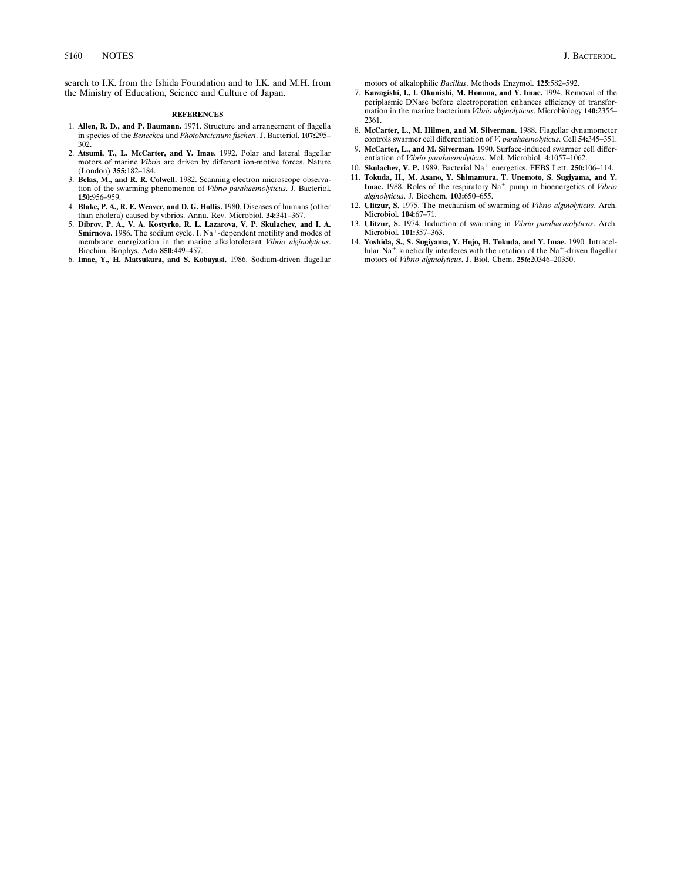search to I.K. from the Ishida Foundation and to I.K. and M.H. from the Ministry of Education, Science and Culture of Japan.

## REFERENCES

1. **Allen, R. D., and P. Baumann.** 1971. Structure and arrangement of flagella in species of the *Beneckea* and *Photobacterium fischeri*. J. Bacteriol. **107:**295–302.
2. **Atsumi, T., L. McCarter, and Y. Imae.** 1992. Polar and lateral flagellar motors of marine *Vibrio* are driven by different ion-motive forces. Nature (London) **355:**182–184.
3. **Belas, M., and R. R. Colwell.** 1982. Scanning electron microscope observation of the swarming phenomenon of *Vibrio parahaemolyticus*. J. Bacteriol. **150:**956–959.
4. **Blake, P. A., R. E. Weaver, and D. G. Hollis.** 1980. Diseases of humans (other than cholera) caused by vibrios. Annu. Rev. Microbiol. **34:**341–367.
5. **Dibrov, P. A., V. A. Kostyrko, R. L. Lazarova, V. P. Skulachev, and I. A. Smirnova.** 1986. The sodium cycle. I. $Na^{+}$-dependent motility and modes of membrane energization in the marine alkalotolerant *Vibrio alginolyticus*. Biochim. Biophys. Acta **850:**449–457.
6. **Imae, Y., H. Matsukura, and S. Kobayasi.** 1986. Sodium-driven flagellar motors of alkalophilic *Bacillus*. Methods Enzymol. **125:**582–592.
7. **Kawagishi, I., I. Okunishi, M. Homma, and Y. Imae.** 1994. Removal of the periplasmic DNase before electroporation enhances efficiency of transformation in the marine bacterium *Vibrio alginolyticus*. Microbiology **140:**2355–2361.
8. **McCarter, L., M. Hilmen, and M. Silverman.** 1988. Flagellar dynamometer controls swarmer cell differentiation of *V. parahaemolyticus*. Cell **54:**345–351.
9. **McCarter, L., and M. Silverman.** 1990. Surface-induced swarmer cell differentiation of *Vibrio parahaemolyticus*. Mol. Microbiol. **4:**1057–1062.
10. **Skulachev, V. P.** 1989. Bacterial $Na^{+}$ energetics. FEBS Lett. **250:**106–114.
11. **Tokuda, H., M. Asano, Y. Shimamura, T. Unemoto, S. Sugiyama, and Y. Imae.** 1988. Roles of the respiratory $Na^{+}$ pump in bioenergetics of *Vibrio alginolyticus*. J. Biochem. **103:**650–655.
12. **Ulitzur, S.** 1975. The mechanism of swarming of *Vibrio alginolyticus*. Arch. Microbiol. **104:**67–71.
13. **Ulitzur, S.** 1974. Induction of swarming in *Vibrio parahaemolyticus*. Arch. Microbiol. **101:**357–363.
14. **Yoshida, S., S. Sugiyama, Y. Hojo, H. Tokuda, and Y. Imae.** 1990. Intracellular $Na^{+}$ kinetically interferes with the rotation of the $Na^{+}$-driven flagellar motors of *Vibrio alginolyticus*. J. Biol. Chem. **256:**20346–20350.